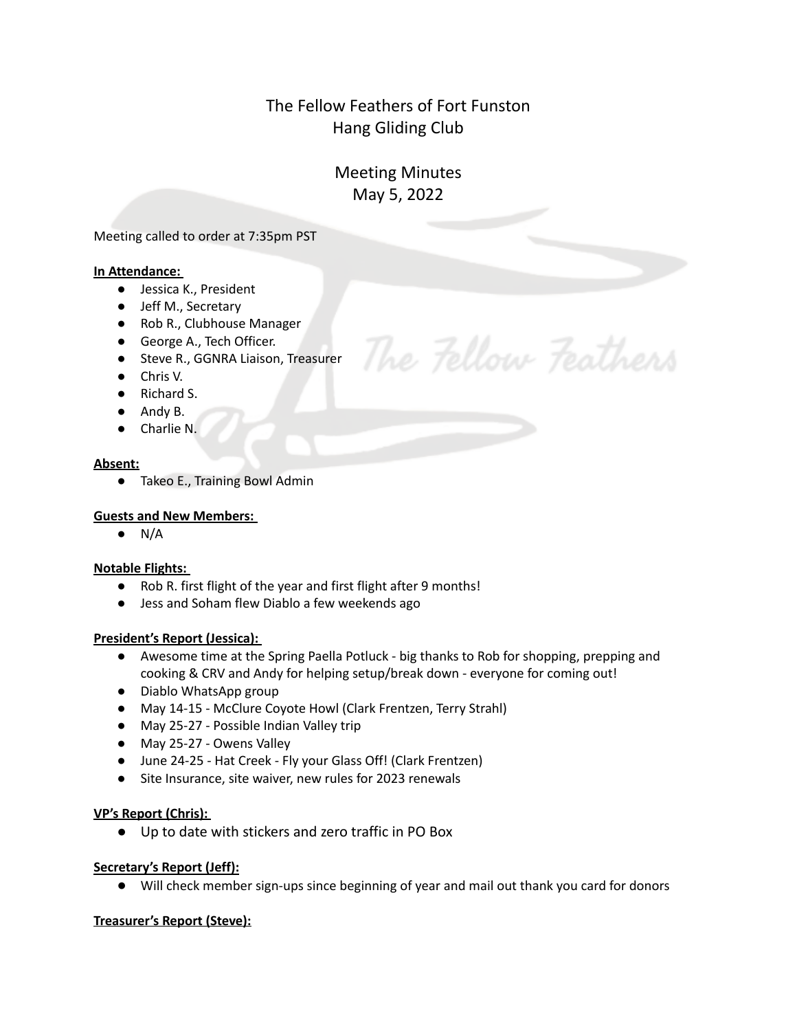# The Fellow Feathers of Fort Funston
# Hang Gliding Club

## Meeting Minutes
## May 5, 2022

Meeting called to order at 7:35pm PST

**In Attendance:**

- Jessica K., President
- Jeff M., Secretary
- Rob R., Clubhouse Manager
- George A., Tech Officer.
- Steve R., GGNRA Liaison, Treasurer
- Chris V.
- Richard S.
- Andy B.
- Charlie N.

**Absent:**

- Takeo E., Training Bowl Admin

**Guests and New Members:**

- N/A

**Notable Flights:**

- Rob R. first flight of the year and first flight after 9 months!
- Jess and Soham flew Diablo a few weekends ago

**President's Report (Jessica):**

- Awesome time at the Spring Paella Potluck - big thanks to Rob for shopping, prepping and cooking & CRV and Andy for helping setup/break down - everyone for coming out!
- Diablo WhatsApp group
- May 14-15 - McClure Coyote Howl (Clark Frentzen, Terry Strahl)
- May 25-27 - Possible Indian Valley trip
- May 25-27 - Owens Valley
- June 24-25 - Hat Creek - Fly your Glass Off! (Clark Frentzen)
- Site Insurance, site waiver, new rules for 2023 renewals

**VP's Report (Chris):**

- Up to date with stickers and zero traffic in PO Box

**Secretary's Report (Jeff):**

- Will check member sign-ups since beginning of year and mail out thank you card for donors

**Treasurer's Report (Steve):**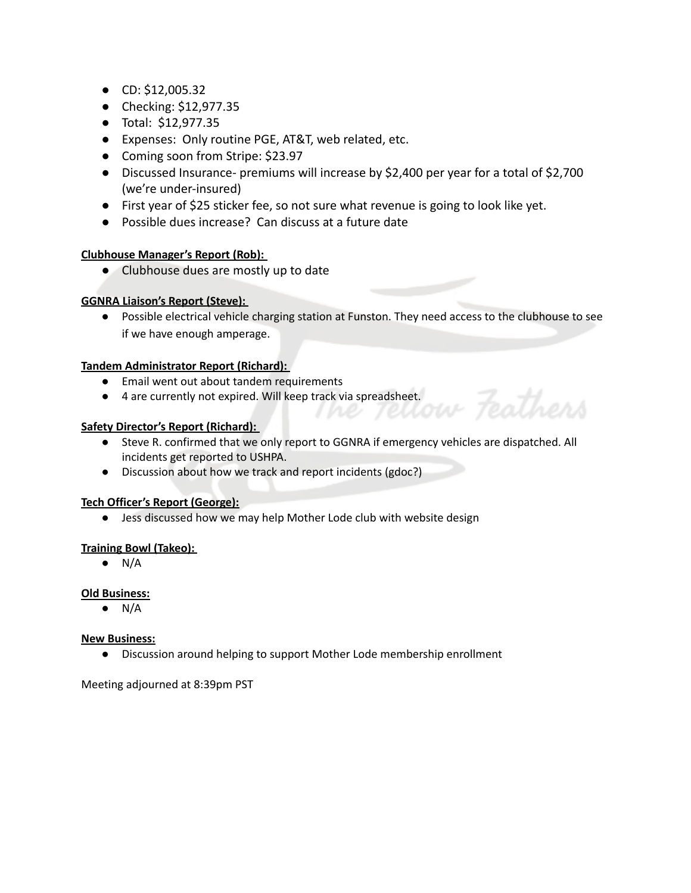- CD: $12,005.32
- Checking: $12,977.35
- Total: $12,977.35
- Expenses: Only routine PGE, AT&T, web related, etc.
- Coming soon from Stripe: $23.97
- Discussed Insurance- premiums will increase by $2,400 per year for a total of $2,700 (we're under-insured)
- First year of $25 sticker fee, so not sure what revenue is going to look like yet.
- Possible dues increase? Can discuss at a future date

**Clubhouse Manager's Report (Rob):**

- Clubhouse dues are mostly up to date

**GGNRA Liaison's Report (Steve):**

- Possible electrical vehicle charging station at Funston. They need access to the clubhouse to see if we have enough amperage.

**Tandem Administrator Report (Richard):**

- Email went out about tandem requirements
- 4 are currently not expired. Will keep track via spreadsheet.

**Safety Director's Report (Richard):**

- Steve R. confirmed that we only report to GGNRA if emergency vehicles are dispatched. All incidents get reported to USHPA.
- Discussion about how we track and report incidents (gdoc?)

**Tech Officer's Report (George):**

- Jess discussed how we may help Mother Lode club with website design

**Training Bowl (Takeo):**

- N/A

**Old Business:**

- N/A

**New Business:**

- Discussion around helping to support Mother Lode membership enrollment

Meeting adjourned at 8:39pm PST